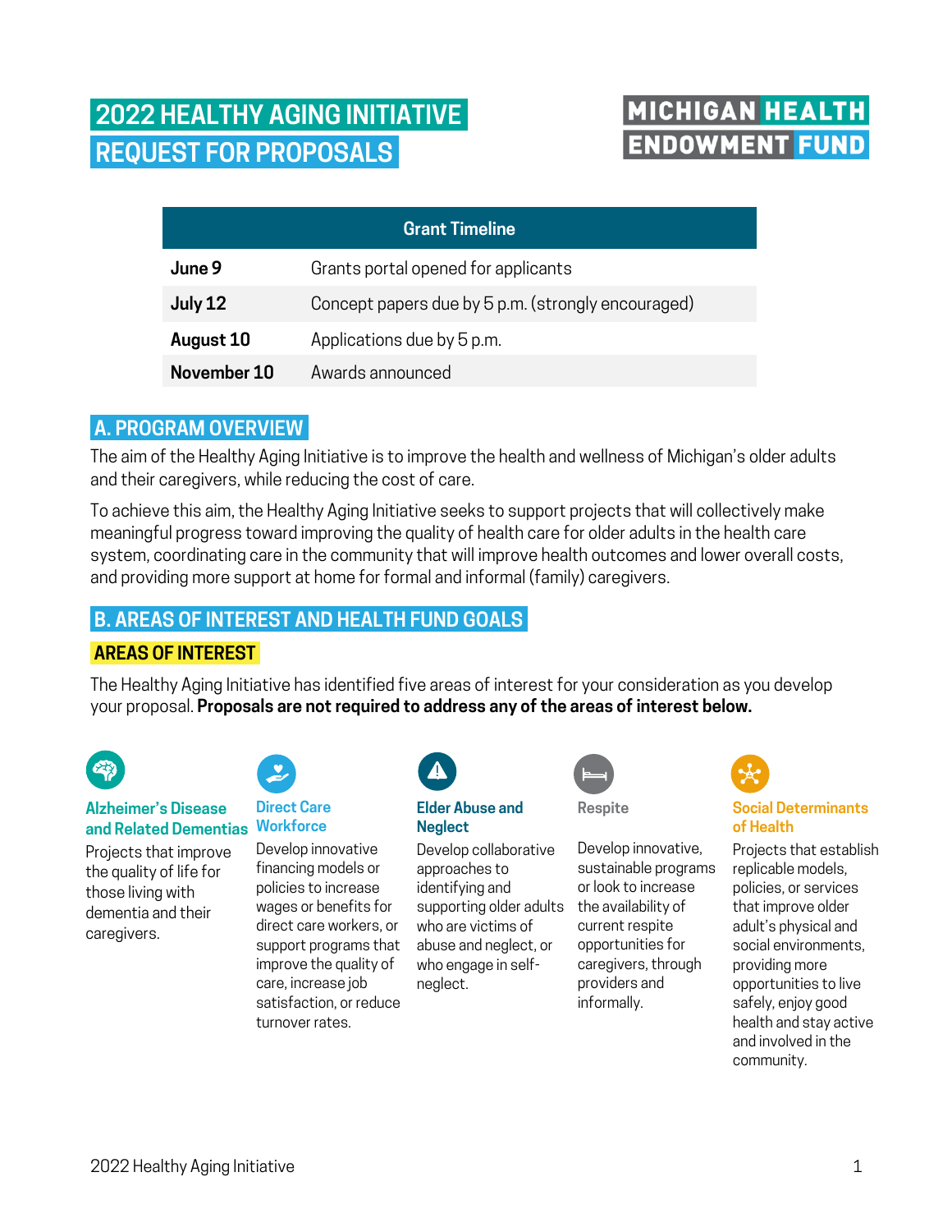# 2022 HEALTHY AGING INITIATIVE REQUEST FOR PROPOSALS

MICHIGAN HEALTH ENDOWMENT FUND

| Grant Timeline | |
|---|---|
| **June 9** | Grants portal opened for applicants |
| **July 12** | Concept papers due by 5 p.m. (strongly encouraged) |
| **August 10** | Applications due by 5 p.m. |
| **November 10** | Awards announced |

## A. PROGRAM OVERVIEW

The aim of the Healthy Aging Initiative is to improve the health and wellness of Michigan's older adults and their caregivers, while reducing the cost of care.

To achieve this aim, the Healthy Aging Initiative seeks to support projects that will collectively make meaningful progress toward improving the quality of health care for older adults in the health care system, coordinating care in the community that will improve health outcomes and lower overall costs, and providing more support at home for formal and informal (family) caregivers.

## B. AREAS OF INTEREST AND HEALTH FUND GOALS

### AREAS OF INTEREST

The Healthy Aging Initiative has identified five areas of interest for your consideration as you develop your proposal. **Proposals are not required to address any of the areas of interest below.**

**Alzheimer's Disease and Related Dementias**
Projects that improve the quality of life for those living with dementia and their caregivers.

**Direct Care Workforce**
Develop innovative financing models or policies to increase wages or benefits for direct care workers, or support programs that improve the quality of care, increase job satisfaction, or reduce turnover rates.

**Elder Abuse and Neglect**
Develop collaborative approaches to identifying and supporting older adults who are victims of abuse and neglect, or who engage in self-neglect.

**Respite**
Develop innovative, sustainable programs or look to increase the availability of current respite opportunities for caregivers, through providers and informally.

**Social Determinants of Health**
Projects that establish replicable models, policies, or services that improve older adult's physical and social environments, providing more opportunities to live safely, enjoy good health and stay active and involved in the community.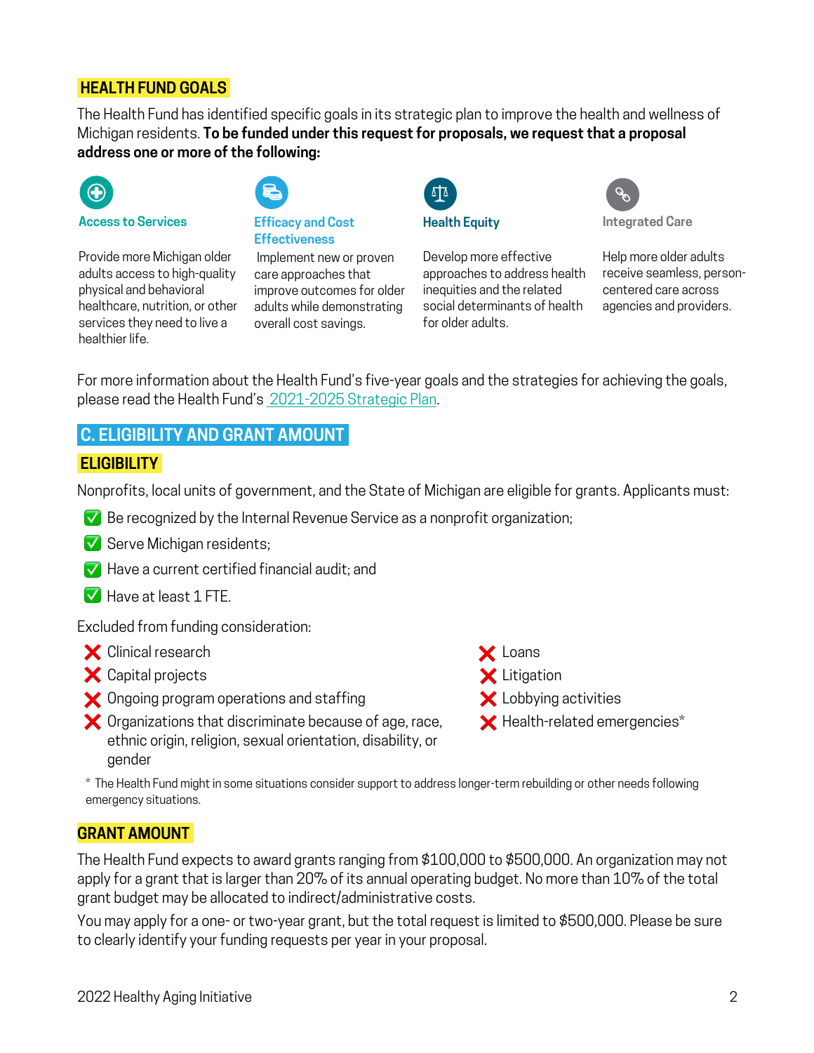## HEALTH FUND GOALS

The Health Fund has identified specific goals in its strategic plan to improve the health and wellness of Michigan residents. **To be funded under this request for proposals, we request that a proposal address one or more of the following:**

**Access to Services**

Provide more Michigan older adults access to high-quality physical and behavioral healthcare, nutrition, or other services they need to live a healthier life.

**Efficacy and Cost Effectiveness**

Implement new or proven care approaches that improve outcomes for older adults while demonstrating overall cost savings.

**Health Equity**

Develop more effective approaches to address health inequities and the related social determinants of health for older adults.

**Integrated Care**

Help more older adults receive seamless, person-centered care across agencies and providers.

For more information about the Health Fund's five-year goals and the strategies for achieving the goals, please read the Health Fund's 2021-2025 Strategic Plan.

## C. ELIGIBILITY AND GRANT AMOUNT

### ELIGIBILITY

Nonprofits, local units of government, and the State of Michigan are eligible for grants. Applicants must:

- ✅ Be recognized by the Internal Revenue Service as a nonprofit organization;
- ✅ Serve Michigan residents;
- ✅ Have a current certified financial audit; and
- ✅ Have at least 1 FTE.

Excluded from funding consideration:

- ❌ Clinical research
- ❌ Capital projects
- ❌ Ongoing program operations and staffing
- ❌ Organizations that discriminate because of age, race, ethnic origin, religion, sexual orientation, disability, or gender
- ❌ Loans
- ❌ Litigation
- ❌ Lobbying activities
- ❌ Health-related emergencies*

\* The Health Fund might in some situations consider support to address longer-term rebuilding or other needs following emergency situations.

### GRANT AMOUNT

The Health Fund expects to award grants ranging from $100,000 to $500,000. An organization may not apply for a grant that is larger than 20% of its annual operating budget. No more than 10% of the total grant budget may be allocated to indirect/administrative costs.

You may apply for a one- or two-year grant, but the total request is limited to $500,000. Please be sure to clearly identify your funding requests per year in your proposal.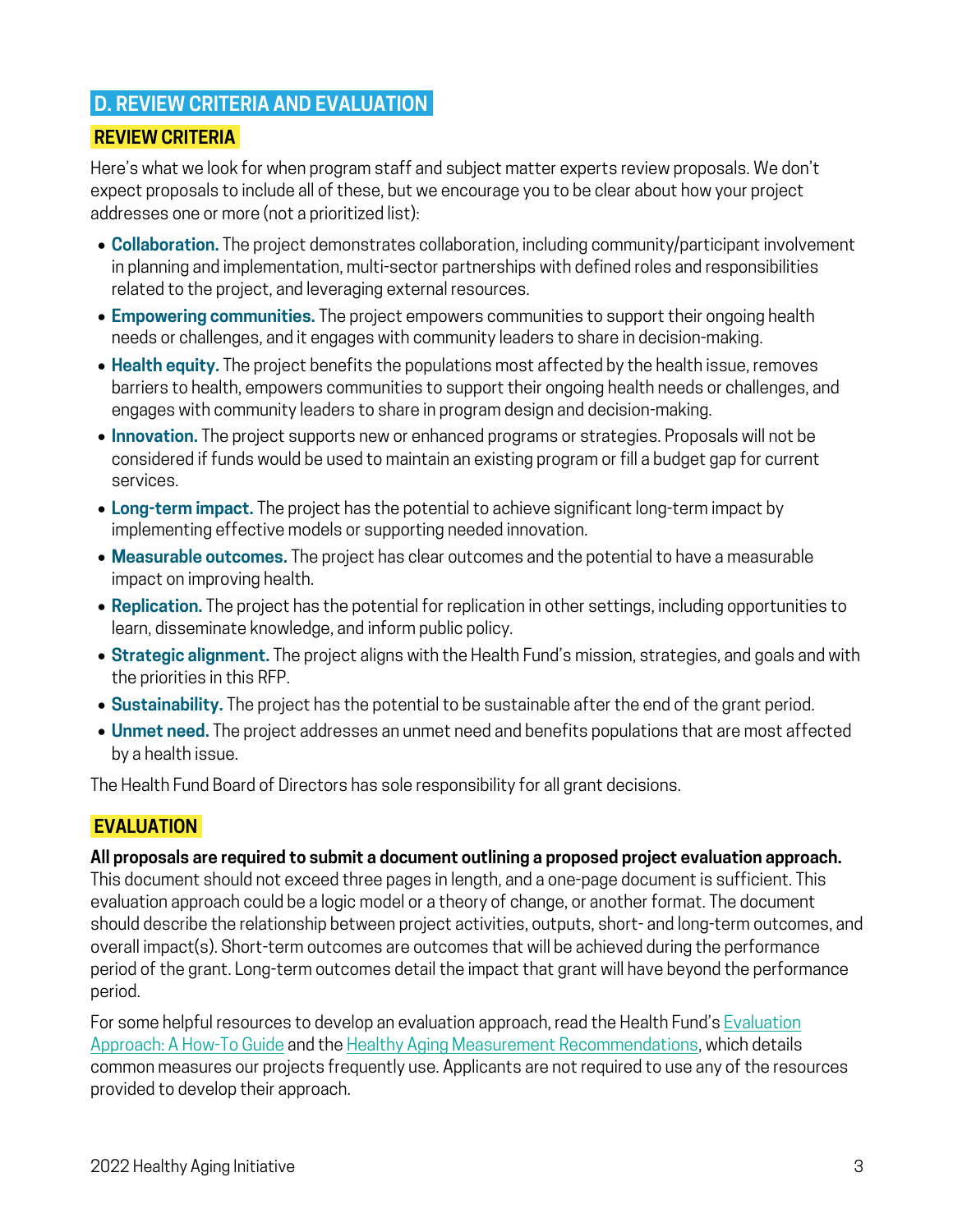## D. REVIEW CRITERIA AND EVALUATION

### REVIEW CRITERIA

Here's what we look for when program staff and subject matter experts review proposals. We don't expect proposals to include all of these, but we encourage you to be clear about how your project addresses one or more (not a prioritized list):

- **Collaboration.** The project demonstrates collaboration, including community/participant involvement in planning and implementation, multi-sector partnerships with defined roles and responsibilities related to the project, and leveraging external resources.
- **Empowering communities.** The project empowers communities to support their ongoing health needs or challenges, and it engages with community leaders to share in decision-making.
- **Health equity.** The project benefits the populations most affected by the health issue, removes barriers to health, empowers communities to support their ongoing health needs or challenges, and engages with community leaders to share in program design and decision-making.
- **Innovation.** The project supports new or enhanced programs or strategies. Proposals will not be considered if funds would be used to maintain an existing program or fill a budget gap for current services.
- **Long-term impact.** The project has the potential to achieve significant long-term impact by implementing effective models or supporting needed innovation.
- **Measurable outcomes.** The project has clear outcomes and the potential to have a measurable impact on improving health.
- **Replication.** The project has the potential for replication in other settings, including opportunities to learn, disseminate knowledge, and inform public policy.
- **Strategic alignment.** The project aligns with the Health Fund's mission, strategies, and goals and with the priorities in this RFP.
- **Sustainability.** The project has the potential to be sustainable after the end of the grant period.
- **Unmet need.** The project addresses an unmet need and benefits populations that are most affected by a health issue.

The Health Fund Board of Directors has sole responsibility for all grant decisions.

### EVALUATION

**All proposals are required to submit a document outlining a proposed project evaluation approach.** This document should not exceed three pages in length, and a one-page document is sufficient. This evaluation approach could be a logic model or a theory of change, or another format. The document should describe the relationship between project activities, outputs, short- and long-term outcomes, and overall impact(s). Short-term outcomes are outcomes that will be achieved during the performance period of the grant. Long-term outcomes detail the impact that grant will have beyond the performance period.

For some helpful resources to develop an evaluation approach, read the Health Fund's Evaluation Approach: A How-To Guide and the Healthy Aging Measurement Recommendations, which details common measures our projects frequently use. Applicants are not required to use any of the resources provided to develop their approach.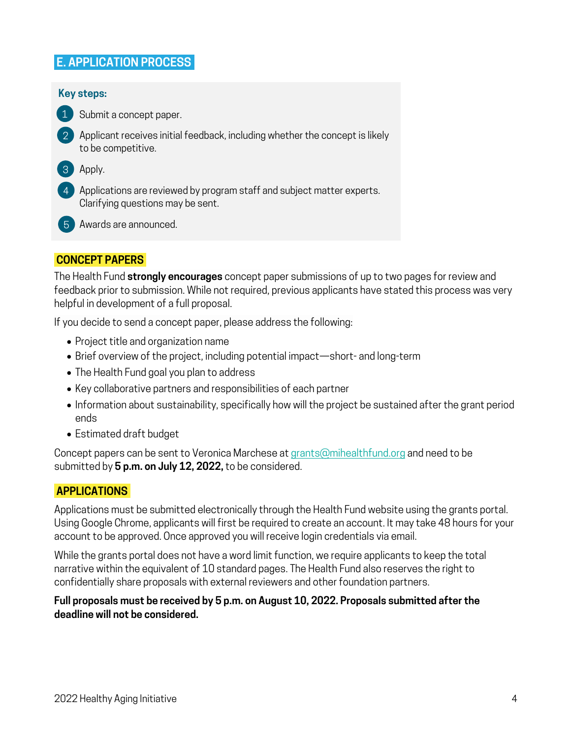## E. APPLICATION PROCESS

**Key steps:**

1. Submit a concept paper.
2. Applicant receives initial feedback, including whether the concept is likely to be competitive.
3. Apply.
4. Applications are reviewed by program staff and subject matter experts. Clarifying questions may be sent.
5. Awards are announced.

### CONCEPT PAPERS

The Health Fund **strongly encourages** concept paper submissions of up to two pages for review and feedback prior to submission. While not required, previous applicants have stated this process was very helpful in development of a full proposal.

If you decide to send a concept paper, please address the following:

- Project title and organization name
- Brief overview of the project, including potential impact—short- and long-term
- The Health Fund goal you plan to address
- Key collaborative partners and responsibilities of each partner
- Information about sustainability, specifically how will the project be sustained after the grant period ends
- Estimated draft budget

Concept papers can be sent to Veronica Marchese at grants@mihealthfund.org and need to be submitted by **5 p.m. on July 12, 2022,** to be considered.

### APPLICATIONS

Applications must be submitted electronically through the Health Fund website using the grants portal. Using Google Chrome, applicants will first be required to create an account. It may take 48 hours for your account to be approved. Once approved you will receive login credentials via email.

While the grants portal does not have a word limit function, we require applicants to keep the total narrative within the equivalent of 10 standard pages. The Health Fund also reserves the right to confidentially share proposals with external reviewers and other foundation partners.

**Full proposals must be received by 5 p.m. on August 10, 2022. Proposals submitted after the deadline will not be considered.**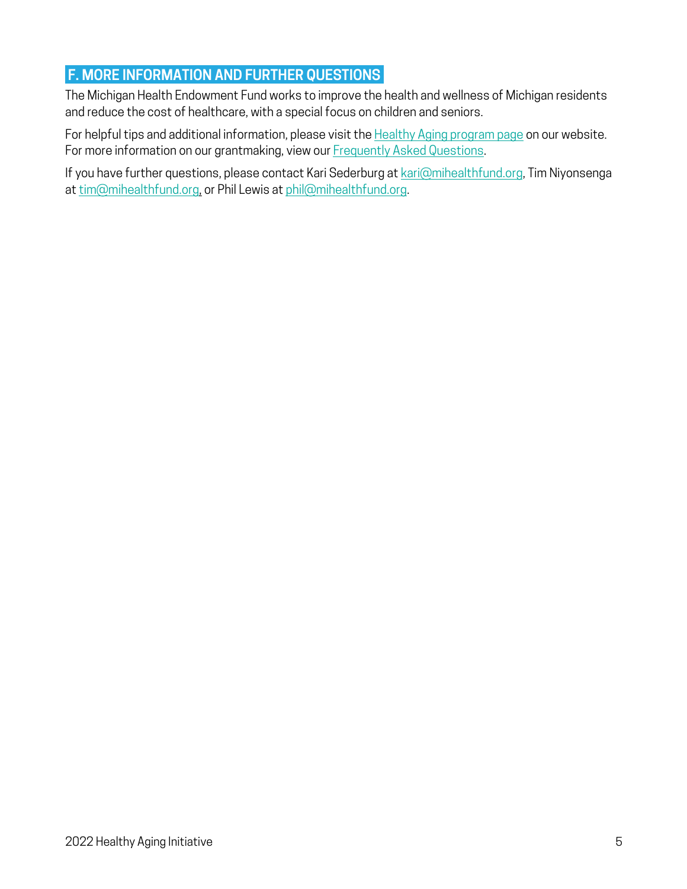## F. MORE INFORMATION AND FURTHER QUESTIONS

The Michigan Health Endowment Fund works to improve the health and wellness of Michigan residents and reduce the cost of healthcare, with a special focus on children and seniors.

For helpful tips and additional information, please visit the Healthy Aging program page on our website. For more information on our grantmaking, view our Frequently Asked Questions.

If you have further questions, please contact Kari Sederburg at kari@mihealthfund.org, Tim Niyonsenga at tim@mihealthfund.org, or Phil Lewis at phil@mihealthfund.org.